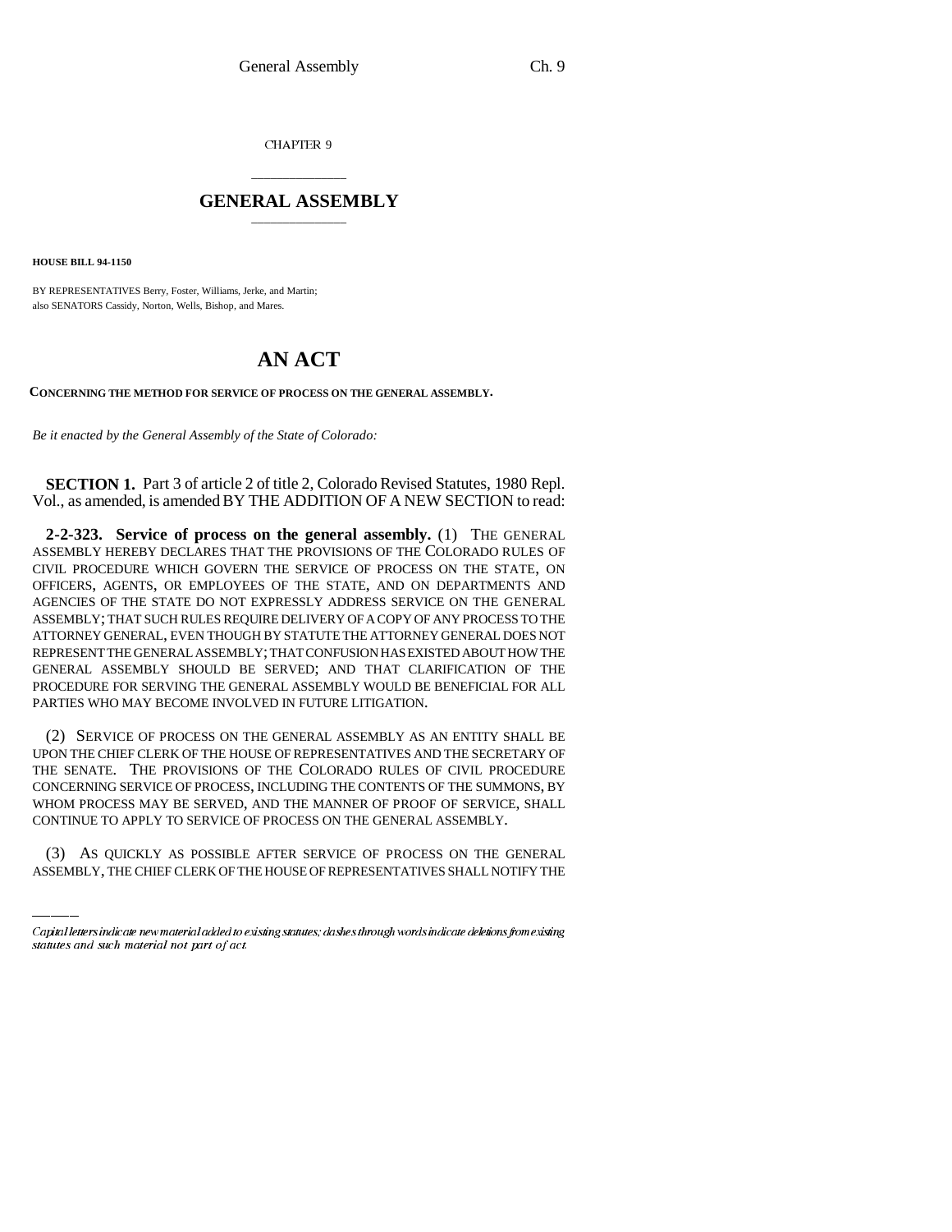CHAPTER 9

# GENERAL ASSEMBLY

**HOUSE BILL 94-1150**

BY REPRESENTATIVES Berry, Foster, Williams, Jerke, and Martin;
also SENATORS Cassidy, Norton, Wells, Bishop, and Mares.

# AN ACT

**CONCERNING THE METHOD FOR SERVICE OF PROCESS ON THE GENERAL ASSEMBLY.**

*Be it enacted by the General Assembly of the State of Colorado:*

**SECTION 1.** Part 3 of article 2 of title 2, Colorado Revised Statutes, 1980 Repl. Vol., as amended, is amended BY THE ADDITION OF A NEW SECTION to read:

**2-2-323. Service of process on the general assembly.** (1) THE GENERAL ASSEMBLY HEREBY DECLARES THAT THE PROVISIONS OF THE COLORADO RULES OF CIVIL PROCEDURE WHICH GOVERN THE SERVICE OF PROCESS ON THE STATE, ON OFFICERS, AGENTS, OR EMPLOYEES OF THE STATE, AND ON DEPARTMENTS AND AGENCIES OF THE STATE DO NOT EXPRESSLY ADDRESS SERVICE ON THE GENERAL ASSEMBLY; THAT SUCH RULES REQUIRE DELIVERY OF A COPY OF ANY PROCESS TO THE ATTORNEY GENERAL, EVEN THOUGH BY STATUTE THE ATTORNEY GENERAL DOES NOT REPRESENT THE GENERAL ASSEMBLY; THAT CONFUSION HAS EXISTED ABOUT HOW THE GENERAL ASSEMBLY SHOULD BE SERVED; AND THAT CLARIFICATION OF THE PROCEDURE FOR SERVING THE GENERAL ASSEMBLY WOULD BE BENEFICIAL FOR ALL PARTIES WHO MAY BECOME INVOLVED IN FUTURE LITIGATION.

(2) SERVICE OF PROCESS ON THE GENERAL ASSEMBLY AS AN ENTITY SHALL BE UPON THE CHIEF CLERK OF THE HOUSE OF REPRESENTATIVES AND THE SECRETARY OF THE SENATE. THE PROVISIONS OF THE COLORADO RULES OF CIVIL PROCEDURE CONCERNING SERVICE OF PROCESS, INCLUDING THE CONTENTS OF THE SUMMONS, BY WHOM PROCESS MAY BE SERVED, AND THE MANNER OF PROOF OF SERVICE, SHALL CONTINUE TO APPLY TO SERVICE OF PROCESS ON THE GENERAL ASSEMBLY.

(3) AS QUICKLY AS POSSIBLE AFTER SERVICE OF PROCESS ON THE GENERAL ASSEMBLY, THE CHIEF CLERK OF THE HOUSE OF REPRESENTATIVES SHALL NOTIFY THE

*Capital letters indicate new material added to existing statutes; dashes through words indicate deletions from existing statutes and such material not part of act.*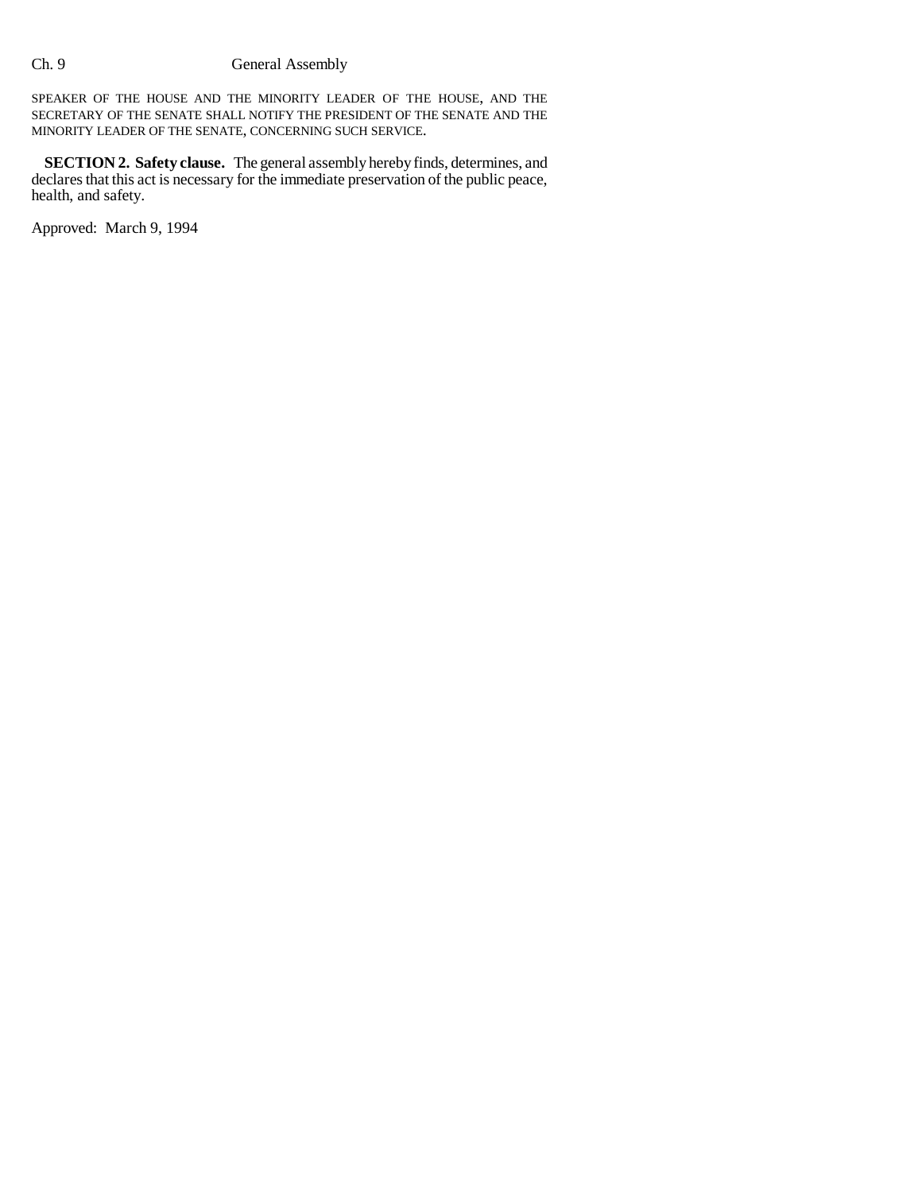SPEAKER OF THE HOUSE AND THE MINORITY LEADER OF THE HOUSE, AND THE SECRETARY OF THE SENATE SHALL NOTIFY THE PRESIDENT OF THE SENATE AND THE MINORITY LEADER OF THE SENATE, CONCERNING SUCH SERVICE.

**SECTION 2. Safety clause.** The general assembly hereby finds, determines, and declares that this act is necessary for the immediate preservation of the public peace, health, and safety.

Approved: March 9, 1994